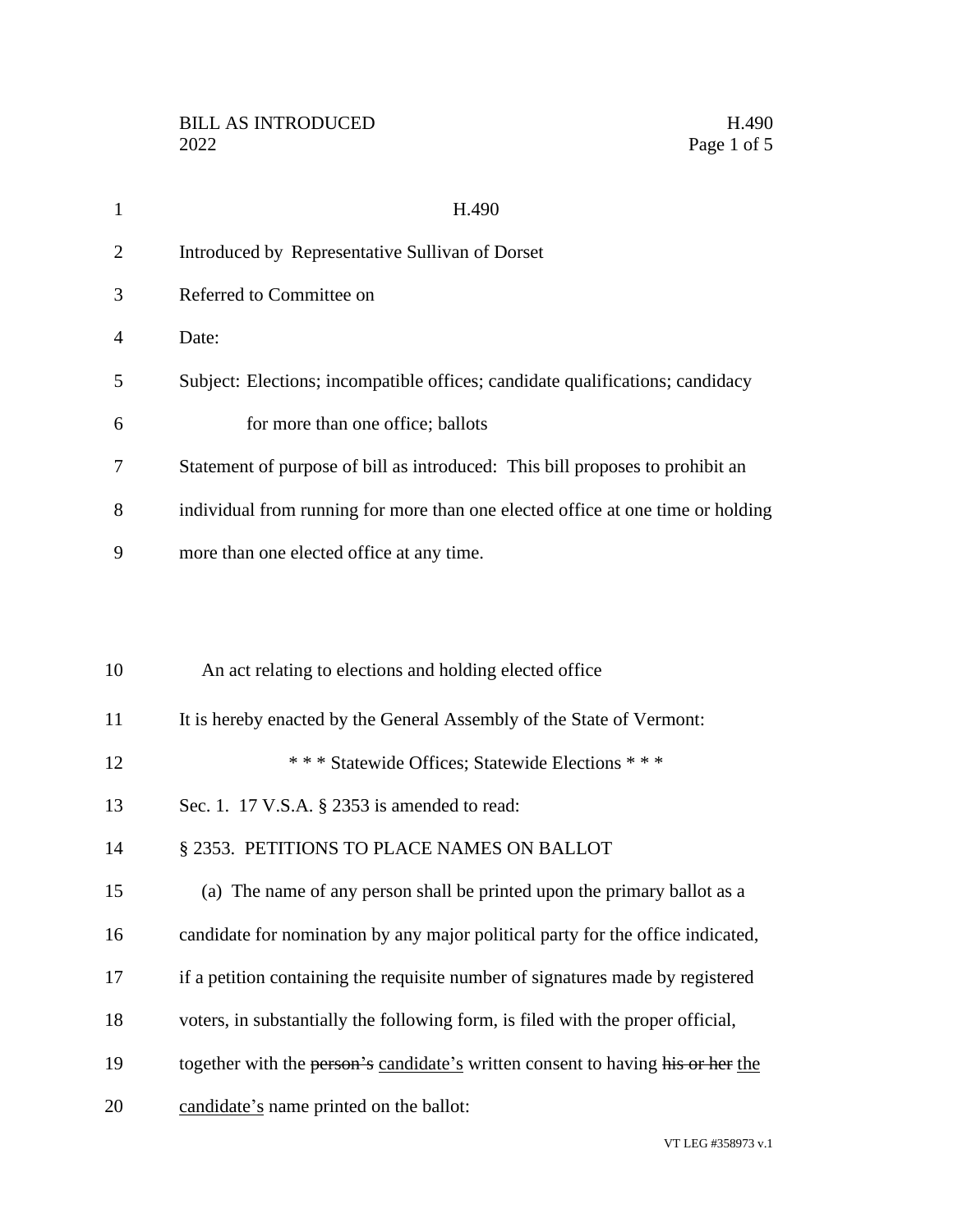H.490

Introduced by Representative Sullivan of Dorset

Referred to Committee on

Date:

Subject: Elections; incompatible offices; candidate qualifications; candidacy for more than one office; ballots

Statement of purpose of bill as introduced: This bill proposes to prohibit an individual from running for more than one elected office at one time or holding more than one elected office at any time.

An act relating to elections and holding elected office

It is hereby enacted by the General Assembly of the State of Vermont:

\* \* \* Statewide Offices; Statewide Elections \* \* \*

Sec. 1. 17 V.S.A. § 2353 is amended to read:

§ 2353. PETITIONS TO PLACE NAMES ON BALLOT

(a) The name of any person shall be printed upon the primary ballot as a candidate for nomination by any major political party for the office indicated, if a petition containing the requisite number of signatures made by registered voters, in substantially the following form, is filed with the proper official, together with the ~~person's~~ candidate's written consent to having ~~his or her~~ the candidate's name printed on the ballot: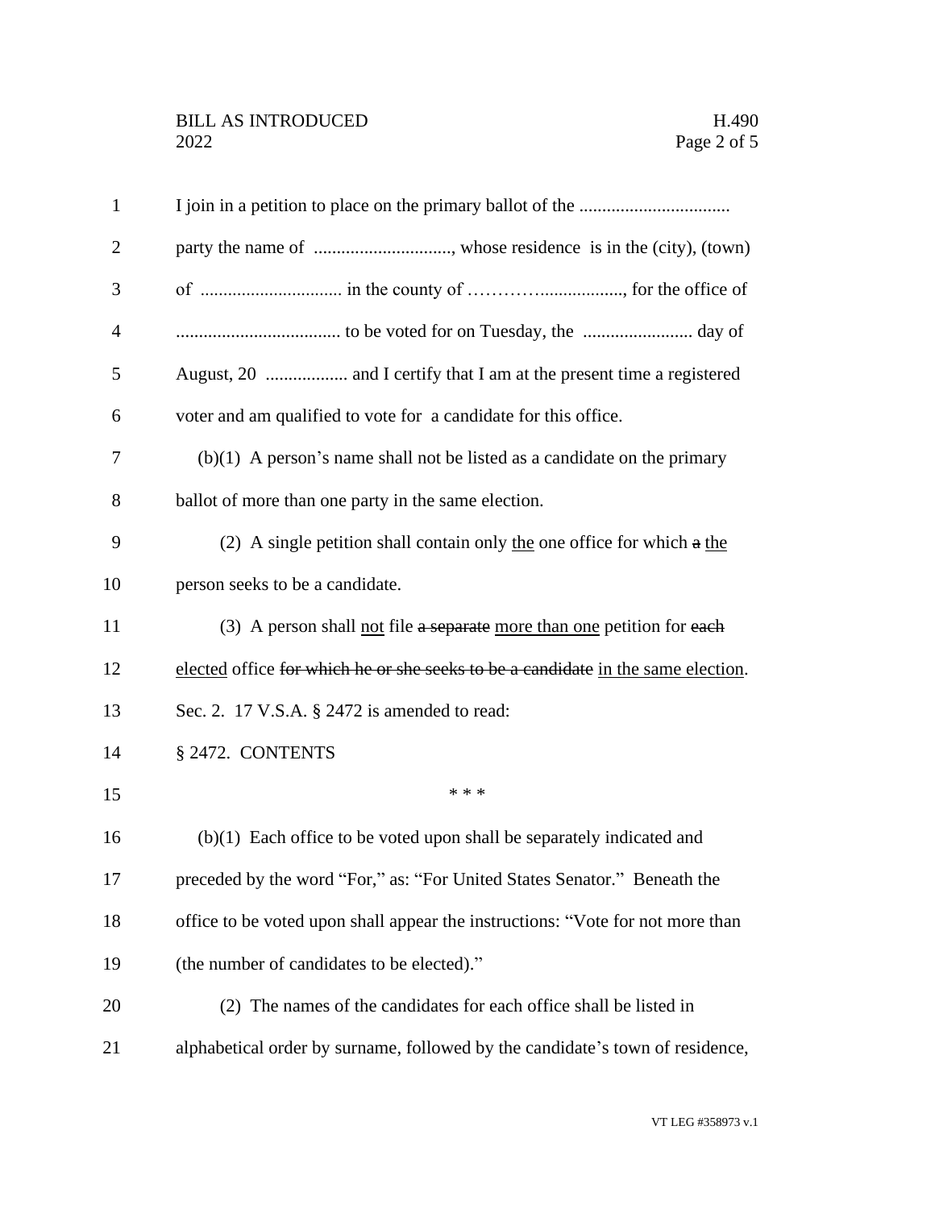I join in a petition to place on the primary ballot of the .................................
party the name of .............................., whose residence is in the (city), (town)
of ............................... in the county of ……………................., for the office of
.................................... to be voted for on Tuesday, the ........................ day of
August, 20 .................. and I certify that I am at the present time a registered
voter and am qualified to vote for a candidate for this office.

(b)(1) A person's name shall not be listed as a candidate on the primary ballot of more than one party in the same election.

(2) A single petition shall contain only <u>the</u> one office for which ~~a~~ <u>the</u> person seeks to be a candidate.

(3) A person shall <u>not</u> file ~~a separate~~ <u>more than one</u> petition for ~~each~~ <u>elected</u> office ~~for which he or she seeks to be a candidate~~ <u>in the same election</u>.

Sec. 2. 17 V.S.A. § 2472 is amended to read:

§ 2472. CONTENTS

\* \* \*

(b)(1) Each office to be voted upon shall be separately indicated and preceded by the word "For," as: "For United States Senator." Beneath the office to be voted upon shall appear the instructions: "Vote for not more than (the number of candidates to be elected)."

(2) The names of the candidates for each office shall be listed in alphabetical order by surname, followed by the candidate's town of residence,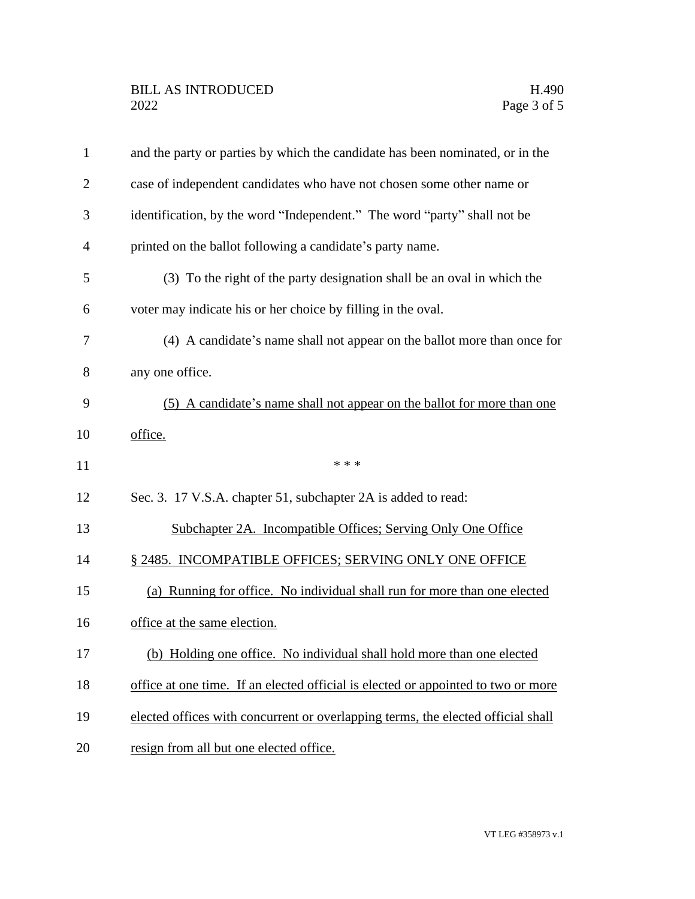and the party or parties by which the candidate has been nominated, or in the case of independent candidates who have not chosen some other name or identification, by the word "Independent." The word "party" shall not be printed on the ballot following a candidate's party name.

(3) To the right of the party designation shall be an oval in which the voter may indicate his or her choice by filling in the oval.

(4) A candidate's name shall not appear on the ballot more than once for any one office.

<u>(5) A candidate's name shall not appear on the ballot for more than one office.</u>

\* \* \*

Sec. 3. 17 V.S.A. chapter 51, subchapter 2A is added to read:

<u>Subchapter 2A. Incompatible Offices; Serving Only One Office</u>

<u>§ 2485. INCOMPATIBLE OFFICES; SERVING ONLY ONE OFFICE</u>

<u>(a) Running for office. No individual shall run for more than one elected office at the same election.</u>

<u>(b) Holding one office. No individual shall hold more than one elected office at one time. If an elected official is elected or appointed to two or more elected offices with concurrent or overlapping terms, the elected official shall resign from all but one elected office.</u>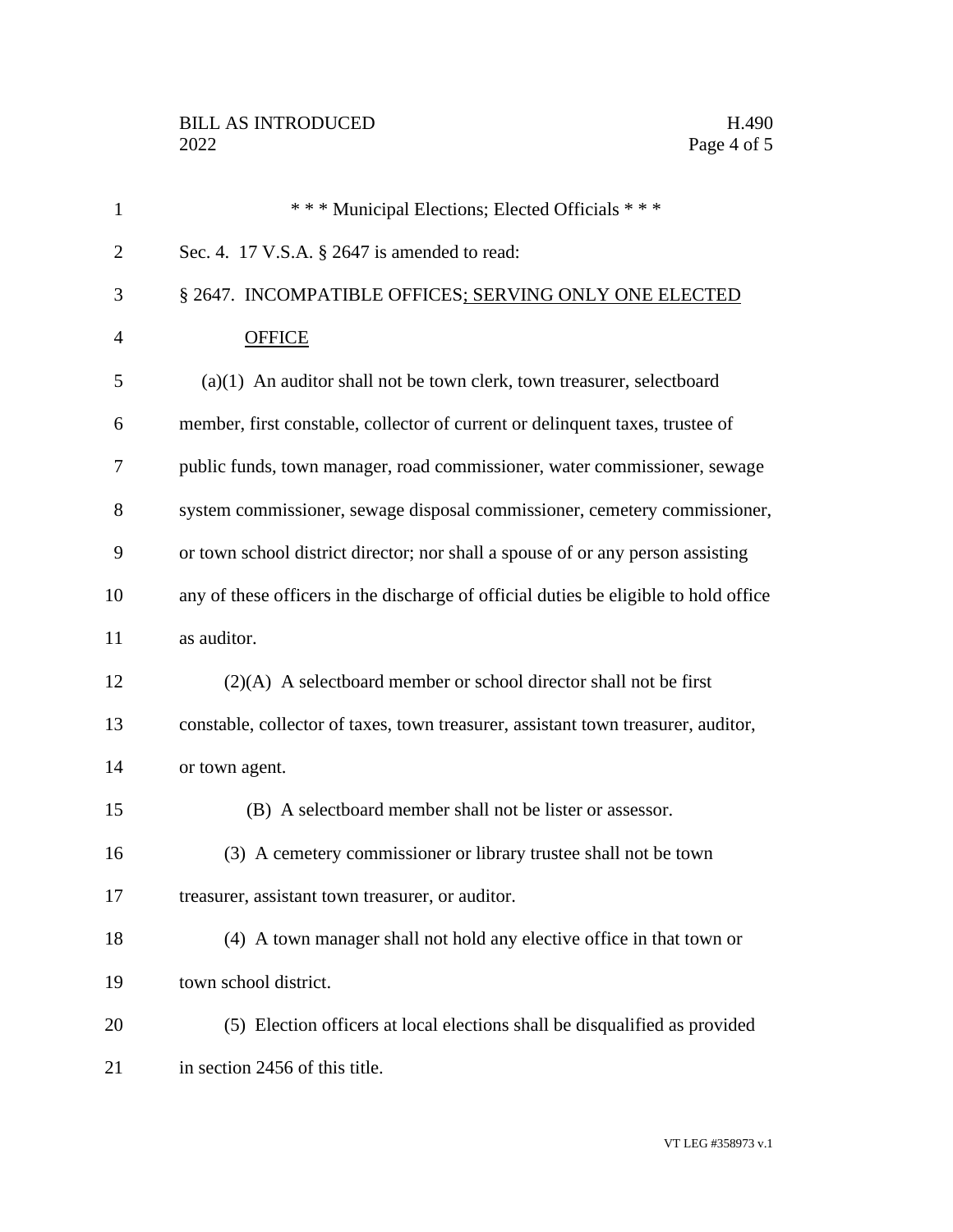\* \* \* Municipal Elections; Elected Officials \* \* \*

Sec. 4. 17 V.S.A. § 2647 is amended to read:

§ 2647. INCOMPATIBLE OFFICES<u>; SERVING ONLY ONE ELECTED OFFICE</u>

(a)(1) An auditor shall not be town clerk, town treasurer, selectboard member, first constable, collector of current or delinquent taxes, trustee of public funds, town manager, road commissioner, water commissioner, sewage system commissioner, sewage disposal commissioner, cemetery commissioner, or town school district director; nor shall a spouse of or any person assisting any of these officers in the discharge of official duties be eligible to hold office as auditor.

(2)(A) A selectboard member or school director shall not be first constable, collector of taxes, town treasurer, assistant town treasurer, auditor, or town agent.

(B) A selectboard member shall not be lister or assessor.

(3) A cemetery commissioner or library trustee shall not be town treasurer, assistant town treasurer, or auditor.

(4) A town manager shall not hold any elective office in that town or town school district.

(5) Election officers at local elections shall be disqualified as provided in section 2456 of this title.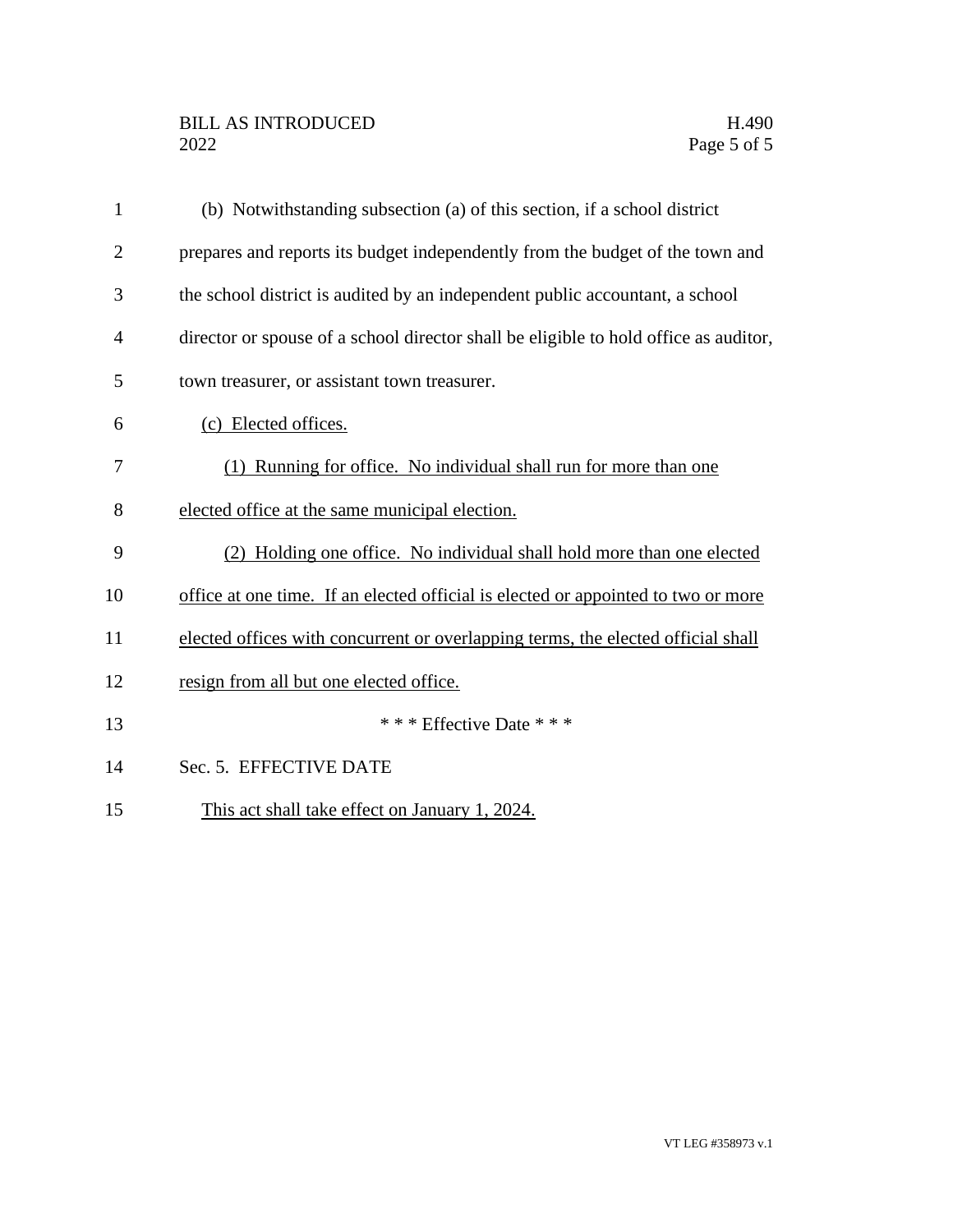(b) Notwithstanding subsection (a) of this section, if a school district prepares and reports its budget independently from the budget of the town and the school district is audited by an independent public accountant, a school director or spouse of a school director shall be eligible to hold office as auditor, town treasurer, or assistant town treasurer.

<u>(c) Elected offices.</u>

<u>(1) Running for office. No individual shall run for more than one elected office at the same municipal election.</u>

<u>(2) Holding one office. No individual shall hold more than one elected office at one time. If an elected official is elected or appointed to two or more elected offices with concurrent or overlapping terms, the elected official shall resign from all but one elected office.</u>

\* \* \* Effective Date \* \* \*

Sec. 5. EFFECTIVE DATE

<u>This act shall take effect on January 1, 2024.</u>